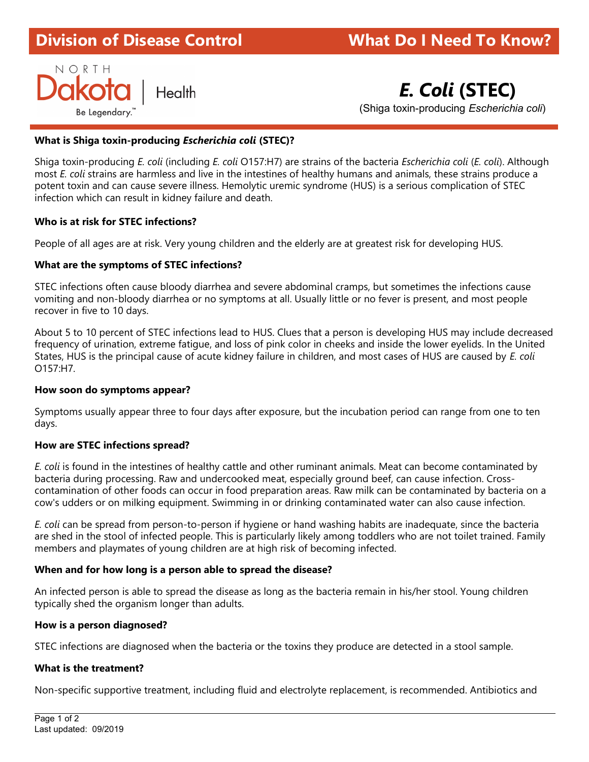# *E. Coli* (STEC)

(Shiga toxin-producing *Escherichia coli*)

**What is Shiga toxin-producing *Escherichia coli* (STEC)?**

Shiga toxin-producing *E. coli* (including *E. coli* O157:H7) are strains of the bacteria *Escherichia coli* (*E. coli*). Although most *E. coli* strains are harmless and live in the intestines of healthy humans and animals, these strains produce a potent toxin and can cause severe illness. Hemolytic uremic syndrome (HUS) is a serious complication of STEC infection which can result in kidney failure and death.

**Who is at risk for STEC infections?**

People of all ages are at risk. Very young children and the elderly are at greatest risk for developing HUS.

**What are the symptoms of STEC infections?**

STEC infections often cause bloody diarrhea and severe abdominal cramps, but sometimes the infections cause vomiting and non-bloody diarrhea or no symptoms at all. Usually little or no fever is present, and most people recover in five to 10 days.

About 5 to 10 percent of STEC infections lead to HUS. Clues that a person is developing HUS may include decreased frequency of urination, extreme fatigue, and loss of pink color in cheeks and inside the lower eyelids. In the United States, HUS is the principal cause of acute kidney failure in children, and most cases of HUS are caused by *E. coli* O157:H7.

**How soon do symptoms appear?**

Symptoms usually appear three to four days after exposure, but the incubation period can range from one to ten days.

**How are STEC infections spread?**

*E. coli* is found in the intestines of healthy cattle and other ruminant animals. Meat can become contaminated by bacteria during processing. Raw and undercooked meat, especially ground beef, can cause infection. Cross-contamination of other foods can occur in food preparation areas. Raw milk can be contaminated by bacteria on a cow's udders or on milking equipment. Swimming in or drinking contaminated water can also cause infection.

*E. coli* can be spread from person-to-person if hygiene or hand washing habits are inadequate, since the bacteria are shed in the stool of infected people. This is particularly likely among toddlers who are not toilet trained. Family members and playmates of young children are at high risk of becoming infected.

**When and for how long is a person able to spread the disease?**

An infected person is able to spread the disease as long as the bacteria remain in his/her stool. Young children typically shed the organism longer than adults.

**How is a person diagnosed?**

STEC infections are diagnosed when the bacteria or the toxins they produce are detected in a stool sample.

**What is the treatment?**

Non-specific supportive treatment, including fluid and electrolyte replacement, is recommended. Antibiotics and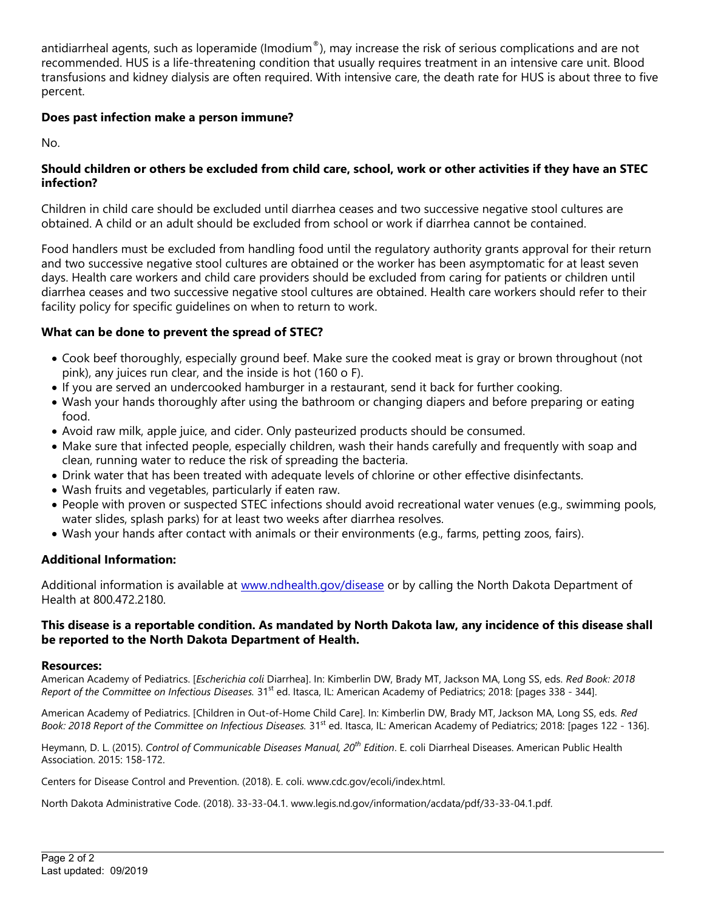antidiarrheal agents, such as loperamide (Imodium®), may increase the risk of serious complications and are not recommended. HUS is a life-threatening condition that usually requires treatment in an intensive care unit. Blood transfusions and kidney dialysis are often required. With intensive care, the death rate for HUS is about three to five percent.

**Does past infection make a person immune?**

No.

**Should children or others be excluded from child care, school, work or other activities if they have an STEC infection?**

Children in child care should be excluded until diarrhea ceases and two successive negative stool cultures are obtained. A child or an adult should be excluded from school or work if diarrhea cannot be contained.

Food handlers must be excluded from handling food until the regulatory authority grants approval for their return and two successive negative stool cultures are obtained or the worker has been asymptomatic for at least seven days. Health care workers and child care providers should be excluded from caring for patients or children until diarrhea ceases and two successive negative stool cultures are obtained. Health care workers should refer to their facility policy for specific guidelines on when to return to work.

**What can be done to prevent the spread of STEC?**

- Cook beef thoroughly, especially ground beef. Make sure the cooked meat is gray or brown throughout (not pink), any juices run clear, and the inside is hot (160 o F).
- If you are served an undercooked hamburger in a restaurant, send it back for further cooking.
- Wash your hands thoroughly after using the bathroom or changing diapers and before preparing or eating food.
- Avoid raw milk, apple juice, and cider. Only pasteurized products should be consumed.
- Make sure that infected people, especially children, wash their hands carefully and frequently with soap and clean, running water to reduce the risk of spreading the bacteria.
- Drink water that has been treated with adequate levels of chlorine or other effective disinfectants.
- Wash fruits and vegetables, particularly if eaten raw.
- People with proven or suspected STEC infections should avoid recreational water venues (e.g., swimming pools, water slides, splash parks) for at least two weeks after diarrhea resolves.
- Wash your hands after contact with animals or their environments (e.g., farms, petting zoos, fairs).

**Additional Information:**

Additional information is available at www.ndhealth.gov/disease or by calling the North Dakota Department of Health at 800.472.2180.

**This disease is a reportable condition. As mandated by North Dakota law, any incidence of this disease shall be reported to the North Dakota Department of Health.**

**Resources:**

American Academy of Pediatrics. [*Escherichia coli* Diarrhea]. In: Kimberlin DW, Brady MT, Jackson MA, Long SS, eds. *Red Book: 2018 Report of the Committee on Infectious Diseases.* 31st ed. Itasca, IL: American Academy of Pediatrics; 2018: [pages 338 - 344].

American Academy of Pediatrics. [Children in Out-of-Home Child Care]. In: Kimberlin DW, Brady MT, Jackson MA, Long SS, eds. *Red Book: 2018 Report of the Committee on Infectious Diseases.* 31st ed. Itasca, IL: American Academy of Pediatrics; 2018: [pages 122 - 136].

Heymann, D. L. (2015). *Control of Communicable Diseases Manual, 20th Edition*. E. coli Diarrheal Diseases. American Public Health Association. 2015: 158-172.

Centers for Disease Control and Prevention. (2018). E. coli. www.cdc.gov/ecoli/index.html.

North Dakota Administrative Code. (2018). 33-33-04.1. www.legis.nd.gov/information/acdata/pdf/33-33-04.1.pdf.

Last updated: 09/2019